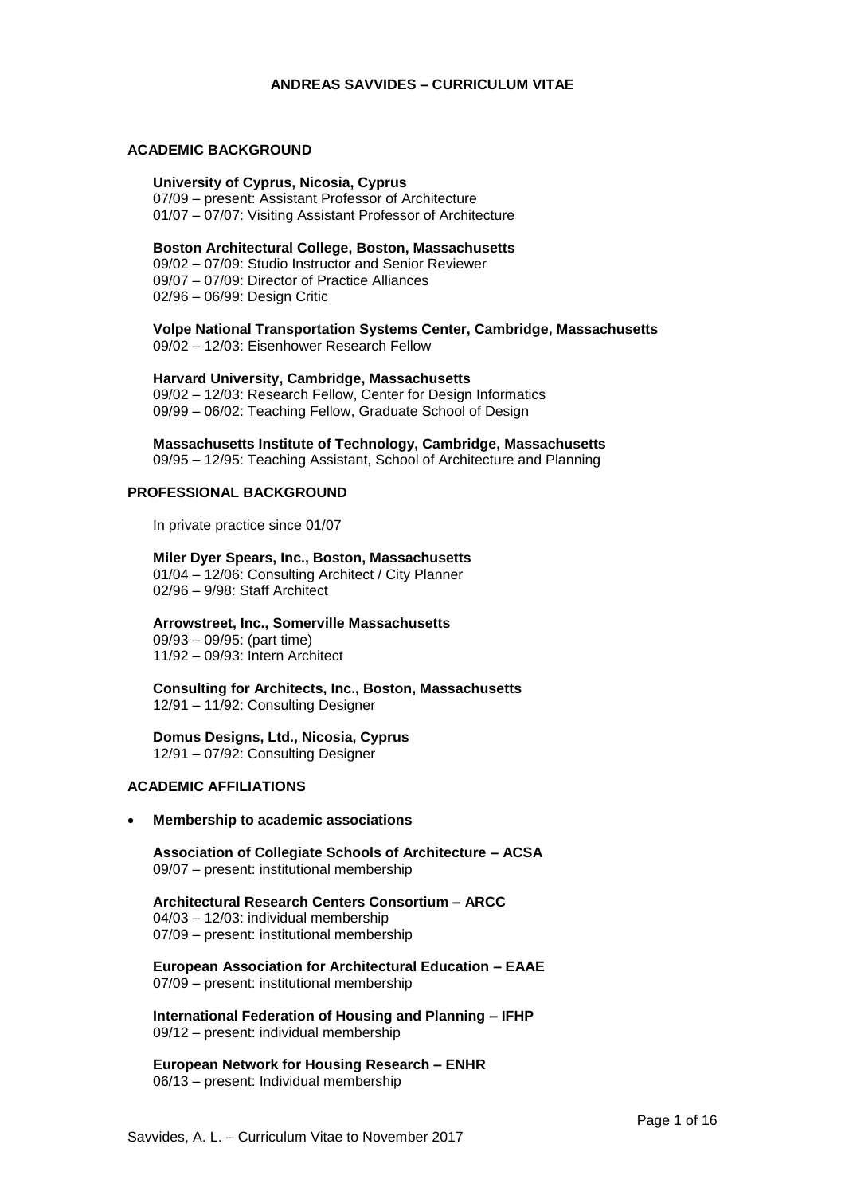# ANDREAS SAVVIDES – CURRICULUM VITAE

## ACADEMIC BACKGROUND

**University of Cyprus, Nicosia, Cyprus**
07/09 – present: Assistant Professor of Architecture
01/07 – 07/07: Visiting Assistant Professor of Architecture

**Boston Architectural College, Boston, Massachusetts**
09/02 – 07/09: Studio Instructor and Senior Reviewer
09/07 – 07/09: Director of Practice Alliances
02/96 – 06/99: Design Critic

**Volpe National Transportation Systems Center, Cambridge, Massachusetts**
09/02 – 12/03: Eisenhower Research Fellow

**Harvard University, Cambridge, Massachusetts**
09/02 – 12/03: Research Fellow, Center for Design Informatics
09/99 – 06/02: Teaching Fellow, Graduate School of Design

**Massachusetts Institute of Technology, Cambridge, Massachusetts**
09/95 – 12/95: Teaching Assistant, School of Architecture and Planning

## PROFESSIONAL BACKGROUND

In private practice since 01/07

**Miler Dyer Spears, Inc., Boston, Massachusetts**
01/04 – 12/06: Consulting Architect / City Planner
02/96 – 9/98: Staff Architect

**Arrowstreet, Inc., Somerville Massachusetts**
09/93 – 09/95: (part time)
11/92 – 09/93: Intern Architect

**Consulting for Architects, Inc., Boston, Massachusetts**
12/91 – 11/92: Consulting Designer

**Domus Designs, Ltd., Nicosia, Cyprus**
12/91 – 07/92: Consulting Designer

## ACADEMIC AFFILIATIONS

- **Membership to academic associations**

**Association of Collegiate Schools of Architecture – ACSA**
09/07 – present: institutional membership

**Architectural Research Centers Consortium – ARCC**
04/03 – 12/03: individual membership
07/09 – present: institutional membership

**European Association for Architectural Education – EAAE**
07/09 – present: institutional membership

**International Federation of Housing and Planning – IFHP**
09/12 – present: individual membership

**European Network for Housing Research – ENHR**
06/13 – present: Individual membership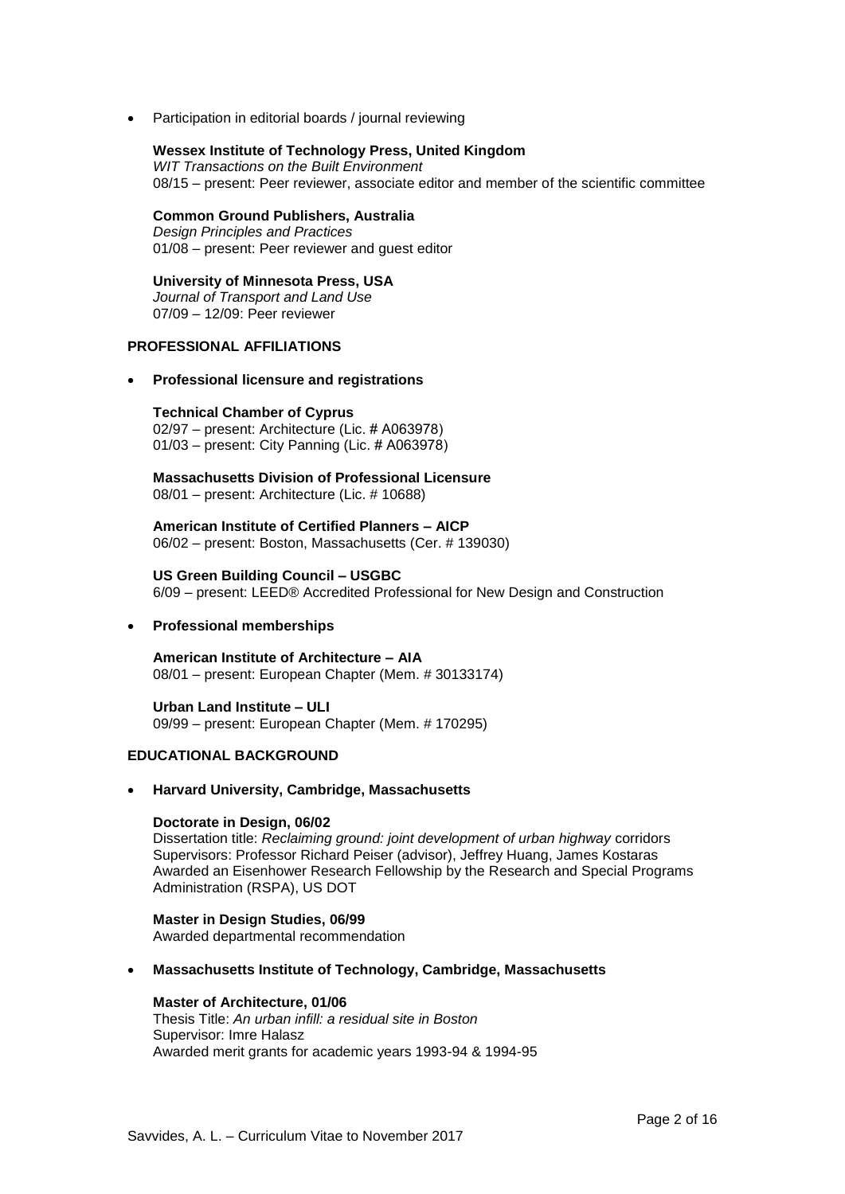- Participation in editorial boards / journal reviewing

  **Wessex Institute of Technology Press, United Kingdom**
  *WIT Transactions on the Built Environment*
  08/15 – present: Peer reviewer, associate editor and member of the scientific committee

  **Common Ground Publishers, Australia**
  *Design Principles and Practices*
  01/08 – present: Peer reviewer and guest editor

  **University of Minnesota Press, USA**
  *Journal of Transport and Land Use*
  07/09 – 12/09: Peer reviewer

## PROFESSIONAL AFFILIATIONS

- **Professional licensure and registrations**

  **Technical Chamber of Cyprus**
  02/97 – present: Architecture (Lic. # A063978)
  01/03 – present: City Panning (Lic. # A063978)

  **Massachusetts Division of Professional Licensure**
  08/01 – present: Architecture (Lic. # 10688)

  **American Institute of Certified Planners – AICP**
  06/02 – present: Boston, Massachusetts (Cer. # 139030)

  **US Green Building Council – USGBC**
  6/09 – present: LEED® Accredited Professional for New Design and Construction

- **Professional memberships**

  **American Institute of Architecture – AIA**
  08/01 – present: European Chapter (Mem. # 30133174)

  **Urban Land Institute – ULI**
  09/99 – present: European Chapter (Mem. # 170295)

## EDUCATIONAL BACKGROUND

- **Harvard University, Cambridge, Massachusetts**

  **Doctorate in Design, 06/02**
  Dissertation title: *Reclaiming ground: joint development of urban highway* corridors
  Supervisors: Professor Richard Peiser (advisor), Jeffrey Huang, James Kostaras
  Awarded an Eisenhower Research Fellowship by the Research and Special Programs Administration (RSPA), US DOT

  **Master in Design Studies, 06/99**
  Awarded departmental recommendation

- **Massachusetts Institute of Technology, Cambridge, Massachusetts**

  **Master of Architecture, 01/06**
  Thesis Title: *An urban infill: a residual site in Boston*
  Supervisor: Imre Halasz
  Awarded merit grants for academic years 1993-94 & 1994-95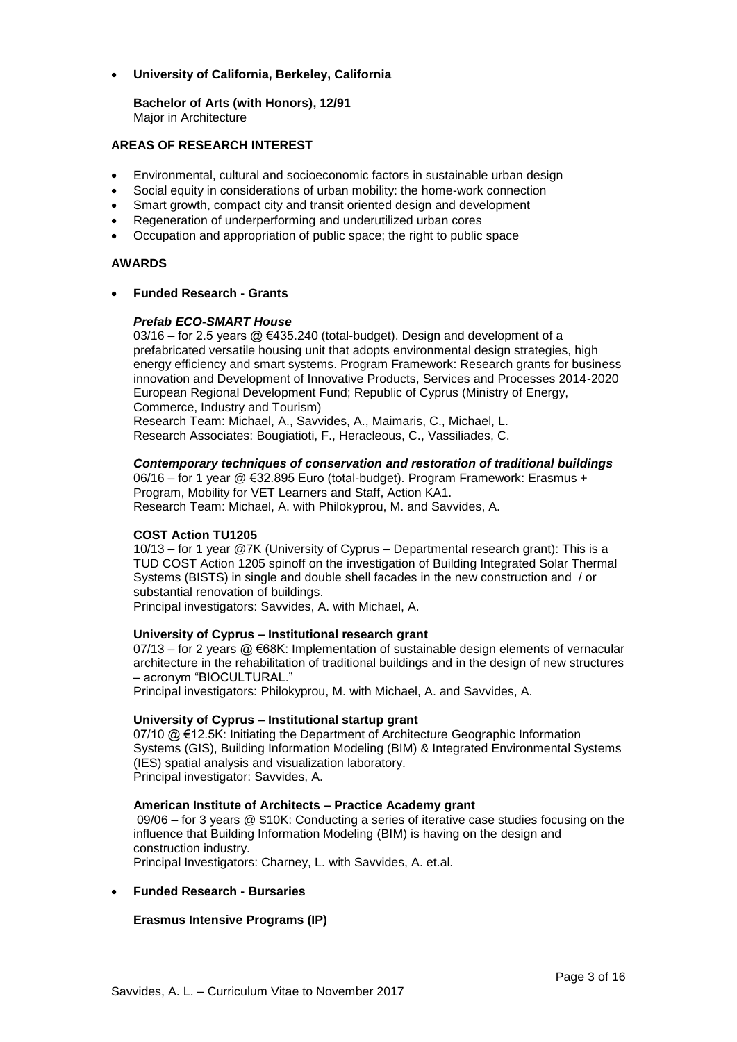- **University of California, Berkeley, California**

  **Bachelor of Arts (with Honors), 12/91**
  Major in Architecture

**AREAS OF RESEARCH INTEREST**

- Environmental, cultural and socioeconomic factors in sustainable urban design
- Social equity in considerations of urban mobility: the home-work connection
- Smart growth, compact city and transit oriented design and development
- Regeneration of underperforming and underutilized urban cores
- Occupation and appropriation of public space; the right to public space

**AWARDS**

- **Funded Research - Grants**

  ***Prefab ECO-SMART House***
  03/16 – for 2.5 years @ €435.240 (total-budget). Design and development of a prefabricated versatile housing unit that adopts environmental design strategies, high energy efficiency and smart systems. Program Framework: Research grants for business innovation and Development of Innovative Products, Services and Processes 2014-2020 European Regional Development Fund; Republic of Cyprus (Ministry of Energy, Commerce, Industry and Tourism)
  Research Team: Michael, A., Savvides, A., Maimaris, C., Michael, L.
  Research Associates: Bougiatioti, F., Heracleous, C., Vassiliades, C.

  ***Contemporary techniques of conservation and restoration of traditional buildings***
  06/16 – for 1 year @ €32.895 Euro (total-budget). Program Framework: Erasmus + Program, Mobility for VET Learners and Staff, Action KA1.
  Research Team: Michael, A. with Philokyprou, M. and Savvides, A.

  **COST Action TU1205**
  10/13 – for 1 year @7K (University of Cyprus – Departmental research grant): This is a TUD COST Action 1205 spinoff on the investigation of Building Integrated Solar Thermal Systems (BISTS) in single and double shell facades in the new construction and / or substantial renovation of buildings.
  Principal investigators: Savvides, A. with Michael, A.

  **University of Cyprus – Institutional research grant**
  07/13 – for 2 years @ €68K: Implementation of sustainable design elements of vernacular architecture in the rehabilitation of traditional buildings and in the design of new structures – acronym "BIOCULTURAL."
  Principal investigators: Philokyprou, M. with Michael, A. and Savvides, A.

  **University of Cyprus – Institutional startup grant**
  07/10 @ €12.5K: Initiating the Department of Architecture Geographic Information Systems (GIS), Building Information Modeling (BIM) & Integrated Environmental Systems (IES) spatial analysis and visualization laboratory.
  Principal investigator: Savvides, A.

  **American Institute of Architects – Practice Academy grant**
  09/06 – for 3 years @ $10K: Conducting a series of iterative case studies focusing on the influence that Building Information Modeling (BIM) is having on the design and construction industry.
  Principal Investigators: Charney, L. with Savvides, A. et.al.

- **Funded Research - Bursaries**

  **Erasmus Intensive Programs (IP)**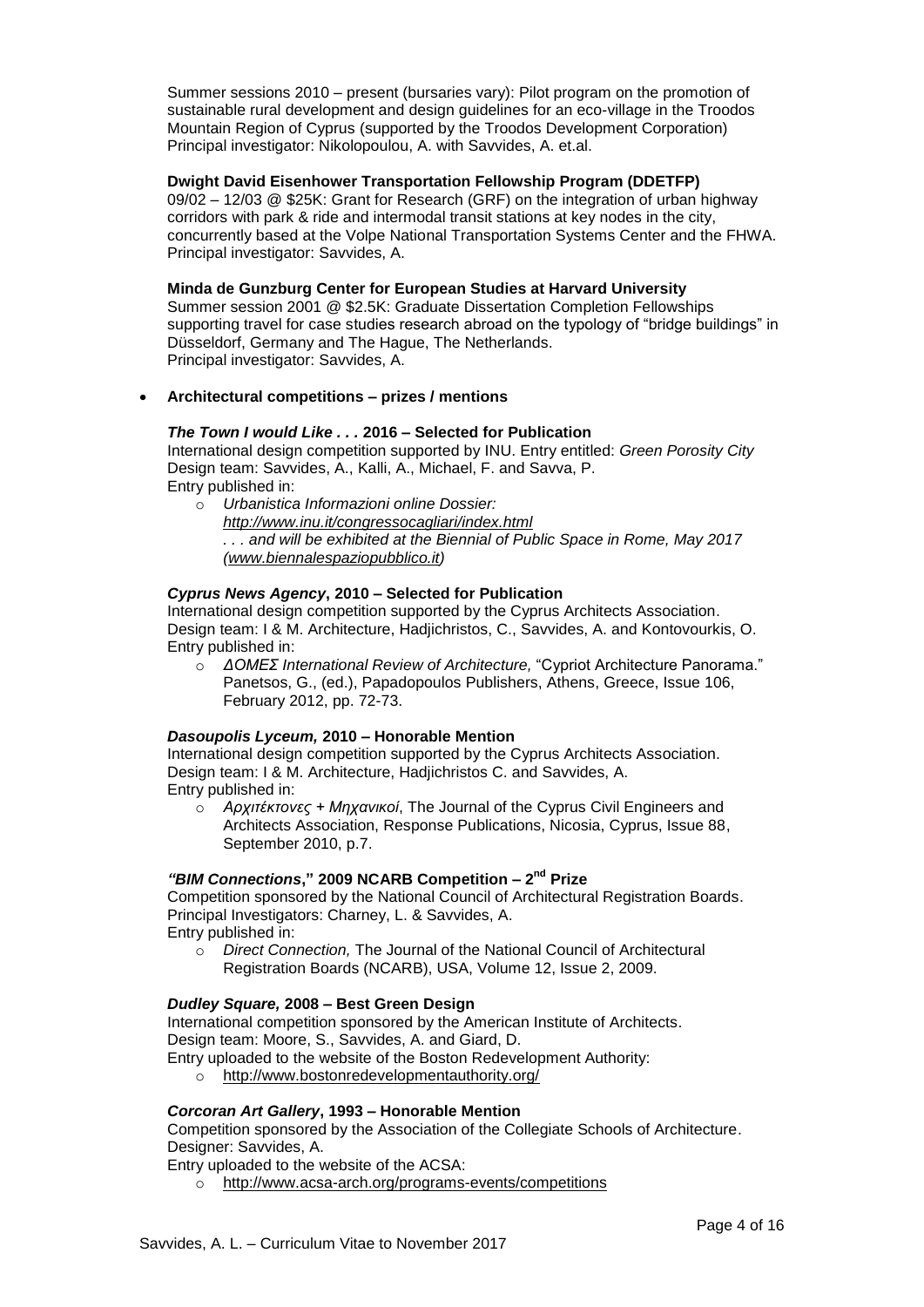Summer sessions 2010 – present (bursaries vary): Pilot program on the promotion of sustainable rural development and design guidelines for an eco-village in the Troodos Mountain Region of Cyprus (supported by the Troodos Development Corporation)
Principal investigator: Nikolopoulou, A. with Savvides, A. et.al.

**Dwight David Eisenhower Transportation Fellowship Program (DDETFP)**
09/02 – 12/03 @ $25K: Grant for Research (GRF) on the integration of urban highway corridors with park & ride and intermodal transit stations at key nodes in the city, concurrently based at the Volpe National Transportation Systems Center and the FHWA.
Principal investigator: Savvides, A.

**Minda de Gunzburg Center for European Studies at Harvard University**
Summer session 2001 @ $2.5K: Graduate Dissertation Completion Fellowships supporting travel for case studies research abroad on the typology of "bridge buildings" in Düsseldorf, Germany and The Hague, The Netherlands.
Principal investigator: Savvides, A.

- **Architectural competitions – prizes / mentions**

***The Town I would Like . . .* 2016 – Selected for Publication**
International design competition supported by INU. Entry entitled: *Green Porosity City*
Design team: Savvides, A., Kalli, A., Michael, F. and Savva, P.
Entry published in:

- *Urbanistica Informazioni online Dossier: http://www.inu.it/congressocagliari/index.html*
  *. . . and will be exhibited at the Biennial of Public Space in Rome, May 2017 (www.biennalespaziopubblico.it)*

***Cyprus News Agency*, 2010 – Selected for Publication**
International design competition supported by the Cyprus Architects Association.
Design team: I & M. Architecture, Hadjichristos, C., Savvides, A. and Kontovourkis, O.
Entry published in:

- *ΔΟΜΕΣ International Review of Architecture,* "Cypriot Architecture Panorama." Panetsos, G., (ed.), Papadopoulos Publishers, Athens, Greece, Issue 106, February 2012, pp. 72-73.

***Dasoupolis Lyceum,* 2010 – Honorable Mention**
International design competition supported by the Cyprus Architects Association.
Design team: I & M. Architecture, Hadjichristos C. and Savvides, A.
Entry published in:

- *Αρχιτέκτονες + Μηχανικοί*, The Journal of the Cyprus Civil Engineers and Architects Association, Response Publications, Nicosia, Cyprus, Issue 88, September 2010, p.7.

***"BIM Connections*," 2009 NCARB Competition – 2nd Prize**
Competition sponsored by the National Council of Architectural Registration Boards.
Principal Investigators: Charney, L. & Savvides, A.
Entry published in:

- *Direct Connection,* The Journal of the National Council of Architectural Registration Boards (NCARB), USA, Volume 12, Issue 2, 2009.

***Dudley Square,* 2008 – Best Green Design**
International competition sponsored by the American Institute of Architects.
Design team: Moore, S., Savvides, A. and Giard, D.
Entry uploaded to the website of the Boston Redevelopment Authority:

- http://www.bostonredevelopmentauthority.org/

***Corcoran Art Gallery*, 1993 – Honorable Mention**
Competition sponsored by the Association of the Collegiate Schools of Architecture.
Designer: Savvides, A.
Entry uploaded to the website of the ACSA:

- http://www.acsa-arch.org/programs-events/competitions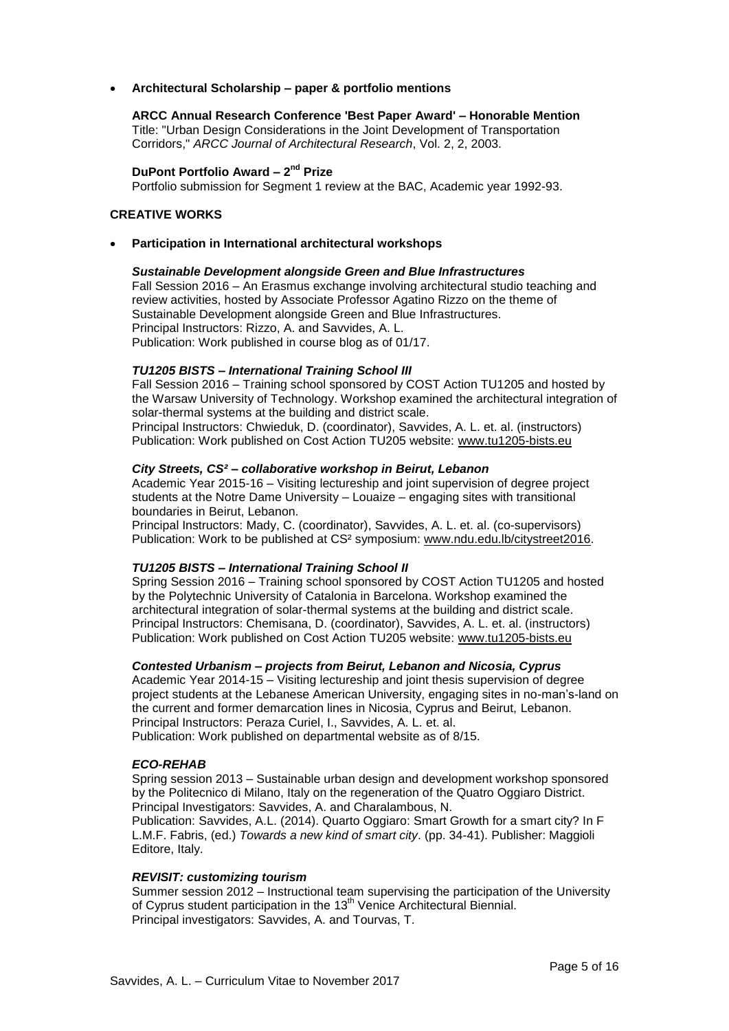- **Architectural Scholarship – paper & portfolio mentions**

  **ARCC Annual Research Conference 'Best Paper Award' – Honorable Mention**
  Title: "Urban Design Considerations in the Joint Development of Transportation Corridors," *ARCC Journal of Architectural Research*, Vol. 2, 2, 2003.

  **DuPont Portfolio Award – 2nd Prize**
  Portfolio submission for Segment 1 review at the BAC, Academic year 1992-93.

## CREATIVE WORKS

- **Participation in International architectural workshops**

  ***Sustainable Development alongside Green and Blue Infrastructures***
  Fall Session 2016 – An Erasmus exchange involving architectural studio teaching and review activities, hosted by Associate Professor Agatino Rizzo on the theme of Sustainable Development alongside Green and Blue Infrastructures.
  Principal Instructors: Rizzo, A. and Savvides, A. L.
  Publication: Work published in course blog as of 01/17.

  ***TU1205 BISTS – International Training School III***
  Fall Session 2016 – Training school sponsored by COST Action TU1205 and hosted by the Warsaw University of Technology. Workshop examined the architectural integration of solar-thermal systems at the building and district scale.
  Principal Instructors: Chwieduk, D. (coordinator), Savvides, A. L. et. al. (instructors)
  Publication: Work published on Cost Action TU205 website: www.tu1205-bists.eu

  ***City Streets, CS² – collaborative workshop in Beirut, Lebanon***
  Academic Year 2015-16 – Visiting lectureship and joint supervision of degree project students at the Notre Dame University – Louaize – engaging sites with transitional boundaries in Beirut, Lebanon.
  Principal Instructors: Mady, C. (coordinator), Savvides, A. L. et. al. (co-supervisors)
  Publication: Work to be published at CS² symposium: www.ndu.edu.lb/citystreet2016.

  ***TU1205 BISTS – International Training School II***
  Spring Session 2016 – Training school sponsored by COST Action TU1205 and hosted by the Polytechnic University of Catalonia in Barcelona. Workshop examined the architectural integration of solar-thermal systems at the building and district scale.
  Principal Instructors: Chemisana, D. (coordinator), Savvides, A. L. et. al. (instructors)
  Publication: Work published on Cost Action TU205 website: www.tu1205-bists.eu

  ***Contested Urbanism – projects from Beirut, Lebanon and Nicosia, Cyprus***
  Academic Year 2014-15 – Visiting lectureship and joint thesis supervision of degree project students at the Lebanese American University, engaging sites in no-man's-land on the current and former demarcation lines in Nicosia, Cyprus and Beirut, Lebanon.
  Principal Instructors: Peraza Curiel, I., Savvides, A. L. et. al.
  Publication: Work published on departmental website as of 8/15.

  ***ECO-REHAB***
  Spring session 2013 – Sustainable urban design and development workshop sponsored by the Politecnico di Milano, Italy on the regeneration of the Quatro Oggiaro District.
  Principal Investigators: Savvides, A. and Charalambous, N.
  Publication: Savvides, A.L. (2014). Quarto Oggiaro: Smart Growth for a smart city? In F L.M.F. Fabris, (ed.) *Towards a new kind of smart city*. (pp. 34-41). Publisher: Maggioli Editore, Italy.

  ***REVISIT: customizing tourism***
  Summer session 2012 – Instructional team supervising the participation of the University of Cyprus student participation in the 13th Venice Architectural Biennial.
  Principal investigators: Savvides, A. and Tourvas, T.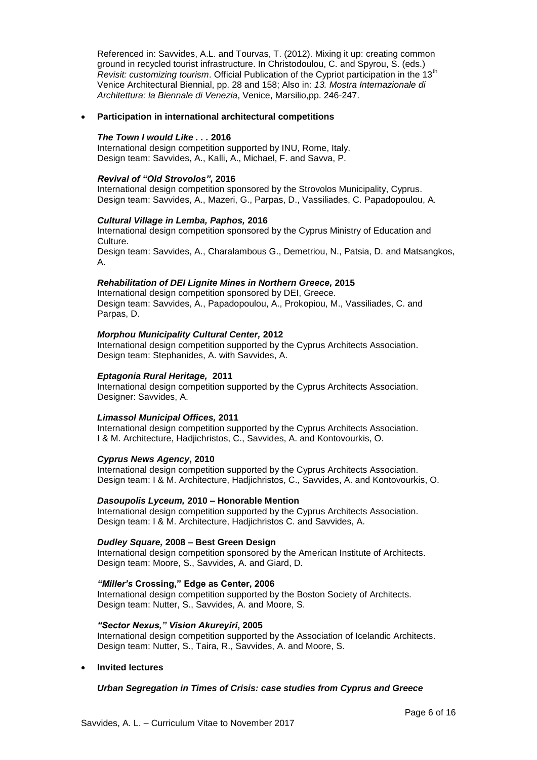Referenced in: Savvides, A.L. and Tourvas, T. (2012). Mixing it up: creating common ground in recycled tourist infrastructure. In Christodoulou, C. and Spyrou, S. (eds.) *Revisit: customizing tourism*. Official Publication of the Cypriot participation in the 13th Venice Architectural Biennial, pp. 28 and 158; Also in: *13. Mostra Internazionale di Architettura: la Biennale di Venezia*, Venice, Marsilio,pp. 246-247.

- **Participation in international architectural competitions**

***The Town I would Like . . .* 2016**
International design competition supported by INU, Rome, Italy.
Design team: Savvides, A., Kalli, A., Michael, F. and Savva, P.

***Revival of "Old Strovolos",* 2016**
International design competition sponsored by the Strovolos Municipality, Cyprus.
Design team: Savvides, A., Mazeri, G., Parpas, D., Vassiliades, C. Papadopoulou, A.

***Cultural Village in Lemba, Paphos,* 2016**
International design competition sponsored by the Cyprus Ministry of Education and Culture.
Design team: Savvides, A., Charalambous G., Demetriou, N., Patsia, D. and Matsangkos, A.

***Rehabilitation of DEI Lignite Mines in Northern Greece,* 2015**
International design competition sponsored by DEI, Greece.
Design team: Savvides, A., Papadopoulou, A., Prokopiou, M., Vassiliades, C. and Parpas, D.

***Morphou Municipality Cultural Center,* 2012**
International design competition supported by the Cyprus Architects Association.
Design team: Stephanides, A. with Savvides, A.

***Eptagonia Rural Heritage,* 2011**
International design competition supported by the Cyprus Architects Association.
Designer: Savvides, A.

***Limassol Municipal Offices,* 2011**
International design competition supported by the Cyprus Architects Association.
I & M. Architecture, Hadjichristos, C., Savvides, A. and Kontovourkis, O.

***Cyprus News Agency*, 2010**
International design competition supported by the Cyprus Architects Association.
Design team: I & M. Architecture, Hadjichristos, C., Savvides, A. and Kontovourkis, O.

***Dasoupolis Lyceum,* 2010 – Honorable Mention**
International design competition supported by the Cyprus Architects Association.
Design team: I & M. Architecture, Hadjichristos C. and Savvides, A.

***Dudley Square,* 2008 – Best Green Design**
International design competition sponsored by the American Institute of Architects.
Design team: Moore, S., Savvides, A. and Giard, D.

***"Miller's* Crossing," Edge as Center, 2006**
International design competition supported by the Boston Society of Architects.
Design team: Nutter, S., Savvides, A. and Moore, S.

***"Sector Nexus," Vision Akureyiri*, 2005**
International design competition supported by the Association of Icelandic Architects.
Design team: Nutter, S., Taira, R., Savvides, A. and Moore, S.

- **Invited lectures**

***Urban Segregation in Times of Crisis: case studies from Cyprus and Greece***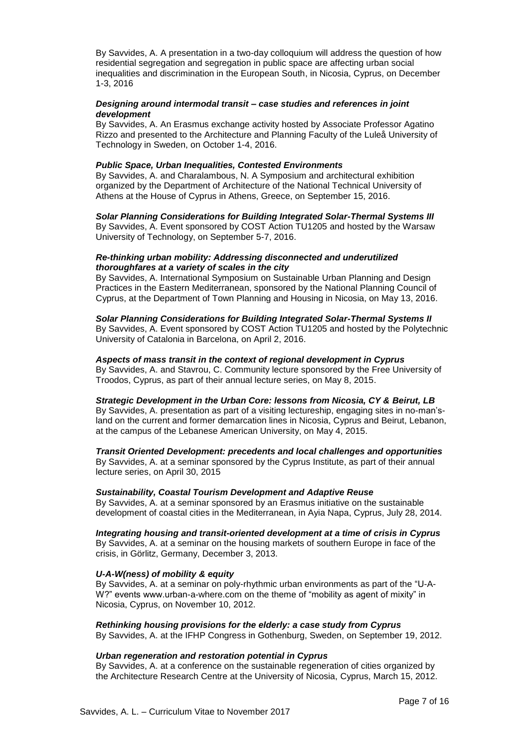By Savvides, A. A presentation in a two-day colloquium will address the question of how residential segregation and segregation in public space are affecting urban social inequalities and discrimination in the European South, in Nicosia, Cyprus, on December 1-3, 2016

***Designing around intermodal transit – case studies and references in joint development***
By Savvides, A. An Erasmus exchange activity hosted by Associate Professor Agatino Rizzo and presented to the Architecture and Planning Faculty of the Luleå University of Technology in Sweden, on October 1-4, 2016.

***Public Space, Urban Inequalities, Contested Environments***
By Savvides, A. and Charalambous, N. A Symposium and architectural exhibition organized by the Department of Architecture of the National Technical University of Athens at the House of Cyprus in Athens, Greece, on September 15, 2016.

***Solar Planning Considerations for Building Integrated Solar-Thermal Systems III***
By Savvides, A. Event sponsored by COST Action TU1205 and hosted by the Warsaw University of Technology, on September 5-7, 2016.

***Re-thinking urban mobility: Addressing disconnected and underutilized thoroughfares at a variety of scales in the city***
By Savvides, A. International Symposium on Sustainable Urban Planning and Design Practices in the Eastern Mediterranean, sponsored by the National Planning Council of Cyprus, at the Department of Town Planning and Housing in Nicosia, on May 13, 2016.

***Solar Planning Considerations for Building Integrated Solar-Thermal Systems II***
By Savvides, A. Event sponsored by COST Action TU1205 and hosted by the Polytechnic University of Catalonia in Barcelona, on April 2, 2016.

***Aspects of mass transit in the context of regional development in Cyprus***
By Savvides, A. and Stavrou, C. Community lecture sponsored by the Free University of Troodos, Cyprus, as part of their annual lecture series, on May 8, 2015.

***Strategic Development in the Urban Core: lessons from Nicosia, CY & Beirut, LB***
By Savvides, A. presentation as part of a visiting lectureship, engaging sites in no-man's-land on the current and former demarcation lines in Nicosia, Cyprus and Beirut, Lebanon, at the campus of the Lebanese American University, on May 4, 2015.

***Transit Oriented Development: precedents and local challenges and opportunities***
By Savvides, A. at a seminar sponsored by the Cyprus Institute, as part of their annual lecture series, on April 30, 2015

***Sustainability, Coastal Tourism Development and Adaptive Reuse***
By Savvides, A. at a seminar sponsored by an Erasmus initiative on the sustainable development of coastal cities in the Mediterranean, in Ayia Napa, Cyprus, July 28, 2014.

***Integrating housing and transit-oriented development at a time of crisis in Cyprus***
By Savvides, A. at a seminar on the housing markets of southern Europe in face of the crisis, in Görlitz, Germany, December 3, 2013.

***U-A-W(ness) of mobility & equity***
By Savvides, A. at a seminar on poly-rhythmic urban environments as part of the "U-A-W?" events www.urban-a-where.com on the theme of "mobility as agent of mixity" in Nicosia, Cyprus, on November 10, 2012.

***Rethinking housing provisions for the elderly: a case study from Cyprus***
By Savvides, A. at the IFHP Congress in Gothenburg, Sweden, on September 19, 2012.

***Urban regeneration and restoration potential in Cyprus***
By Savvides, A. at a conference on the sustainable regeneration of cities organized by the Architecture Research Centre at the University of Nicosia, Cyprus, March 15, 2012.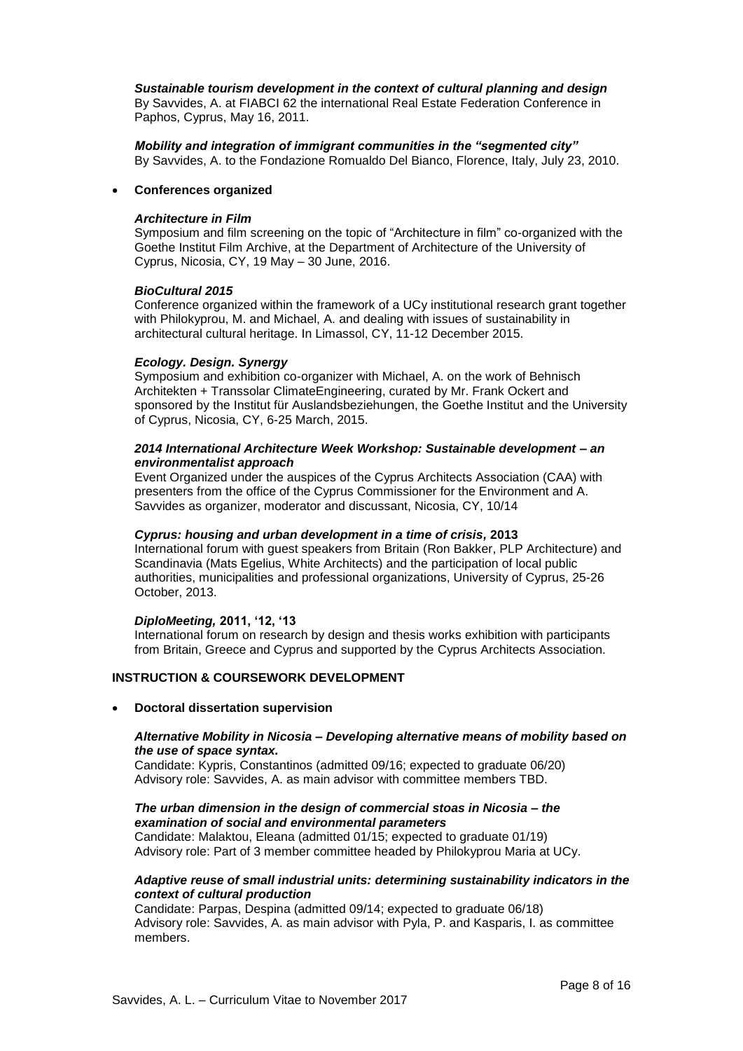***Sustainable tourism development in the context of cultural planning and design***
By Savvides, A. at FIABCI 62 the international Real Estate Federation Conference in Paphos, Cyprus, May 16, 2011.

***Mobility and integration of immigrant communities in the "segmented city"***
By Savvides, A. to the Fondazione Romualdo Del Bianco, Florence, Italy, July 23, 2010.

- **Conferences organized**

***Architecture in Film***
Symposium and film screening on the topic of "Architecture in film" co-organized with the Goethe Institut Film Archive, at the Department of Architecture of the University of Cyprus, Nicosia, CY, 19 May – 30 June, 2016.

***BioCultural 2015***
Conference organized within the framework of a UCy institutional research grant together with Philokyprou, M. and Michael, A. and dealing with issues of sustainability in architectural cultural heritage. In Limassol, CY, 11-12 December 2015.

***Ecology. Design. Synergy***
Symposium and exhibition co-organizer with Michael, A. on the work of Behnisch Architekten + Transsolar ClimateEngineering, curated by Mr. Frank Ockert and sponsored by the Institut für Auslandsbeziehungen, the Goethe Institut and the University of Cyprus, Nicosia, CY, 6-25 March, 2015.

***2014 International Architecture Week Workshop: Sustainable development – an environmentalist approach***
Event Organized under the auspices of the Cyprus Architects Association (CAA) with presenters from the office of the Cyprus Commissioner for the Environment and A. Savvides as organizer, moderator and discussant, Nicosia, CY, 10/14

***Cyprus: housing and urban development in a time of crisis,* 2013**
International forum with guest speakers from Britain (Ron Bakker, PLP Architecture) and Scandinavia (Mats Egelius, White Architects) and the participation of local public authorities, municipalities and professional organizations, University of Cyprus, 25-26 October, 2013.

***DiploMeeting,* 2011, '12, '13**
International forum on research by design and thesis works exhibition with participants from Britain, Greece and Cyprus and supported by the Cyprus Architects Association.

## INSTRUCTION & COURSEWORK DEVELOPMENT

- **Doctoral dissertation supervision**

***Alternative Mobility in Nicosia – Developing alternative means of mobility based on the use of space syntax.***
Candidate: Kypris, Constantinos (admitted 09/16; expected to graduate 06/20)
Advisory role: Savvides, A. as main advisor with committee members TBD.

***The urban dimension in the design of commercial stoas in Nicosia – the examination of social and environmental parameters***
Candidate: Malaktou, Eleana (admitted 01/15; expected to graduate 01/19)
Advisory role: Part of 3 member committee headed by Philokyprou Maria at UCy.

***Adaptive reuse of small industrial units: determining sustainability indicators in the context of cultural production***
Candidate: Parpas, Despina (admitted 09/14; expected to graduate 06/18)
Advisory role: Savvides, A. as main advisor with Pyla, P. and Kasparis, I. as committee members.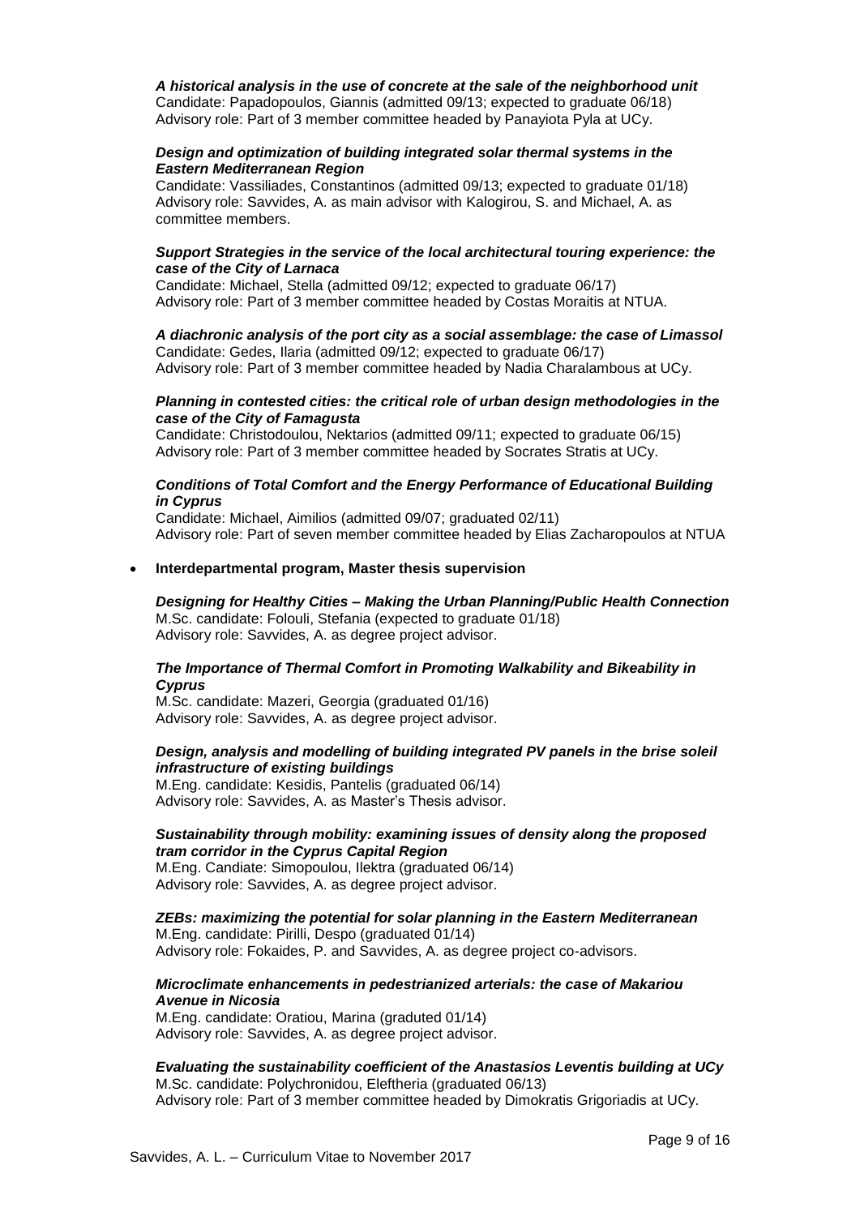***A historical analysis in the use of concrete at the sale of the neighborhood unit***
Candidate: Papadopoulos, Giannis (admitted 09/13; expected to graduate 06/18)
Advisory role: Part of 3 member committee headed by Panayiota Pyla at UCy.

***Design and optimization of building integrated solar thermal systems in the Eastern Mediterranean Region***
Candidate: Vassiliades, Constantinos (admitted 09/13; expected to graduate 01/18)
Advisory role: Savvides, A. as main advisor with Kalogirou, S. and Michael, A. as committee members.

***Support Strategies in the service of the local architectural touring experience: the case of the City of Larnaca***
Candidate: Michael, Stella (admitted 09/12; expected to graduate 06/17)
Advisory role: Part of 3 member committee headed by Costas Moraitis at NTUA.

***A diachronic analysis of the port city as a social assemblage: the case of Limassol***
Candidate: Gedes, Ilaria (admitted 09/12; expected to graduate 06/17)
Advisory role: Part of 3 member committee headed by Nadia Charalambous at UCy.

***Planning in contested cities: the critical role of urban design methodologies in the case of the City of Famagusta***
Candidate: Christodoulou, Nektarios (admitted 09/11; expected to graduate 06/15)
Advisory role: Part of 3 member committee headed by Socrates Stratis at UCy.

***Conditions of Total Comfort and the Energy Performance of Educational Building in Cyprus***
Candidate: Michael, Aimilios (admitted 09/07; graduated 02/11)
Advisory role: Part of seven member committee headed by Elias Zacharopoulos at NTUA

- **Interdepartmental program, Master thesis supervision**

***Designing for Healthy Cities – Making the Urban Planning/Public Health Connection***
M.Sc. candidate: Folouli, Stefania (expected to graduate 01/18)
Advisory role: Savvides, A. as degree project advisor.

***The Importance of Thermal Comfort in Promoting Walkability and Bikeability in Cyprus***
M.Sc. candidate: Mazeri, Georgia (graduated 01/16)
Advisory role: Savvides, A. as degree project advisor.

***Design, analysis and modelling of building integrated PV panels in the brise soleil infrastructure of existing buildings***
M.Eng. candidate: Kesidis, Pantelis (graduated 06/14)
Advisory role: Savvides, A. as Master's Thesis advisor.

***Sustainability through mobility: examining issues of density along the proposed tram corridor in the Cyprus Capital Region***
M.Eng. Candiate: Simopoulou, Ilektra (graduated 06/14)
Advisory role: Savvides, A. as degree project advisor.

***ZEBs: maximizing the potential for solar planning in the Eastern Mediterranean***
M.Eng. candidate: Pirilli, Despo (graduated 01/14)
Advisory role: Fokaides, P. and Savvides, A. as degree project co-advisors.

***Microclimate enhancements in pedestrianized arterials: the case of Makariou Avenue in Nicosia***
M.Eng. candidate: Oratiou, Marina (graduted 01/14)
Advisory role: Savvides, A. as degree project advisor.

***Evaluating the sustainability coefficient of the Anastasios Leventis building at UCy***
M.Sc. candidate: Polychronidou, Eleftheria (graduated 06/13)
Advisory role: Part of 3 member committee headed by Dimokratis Grigoriadis at UCy.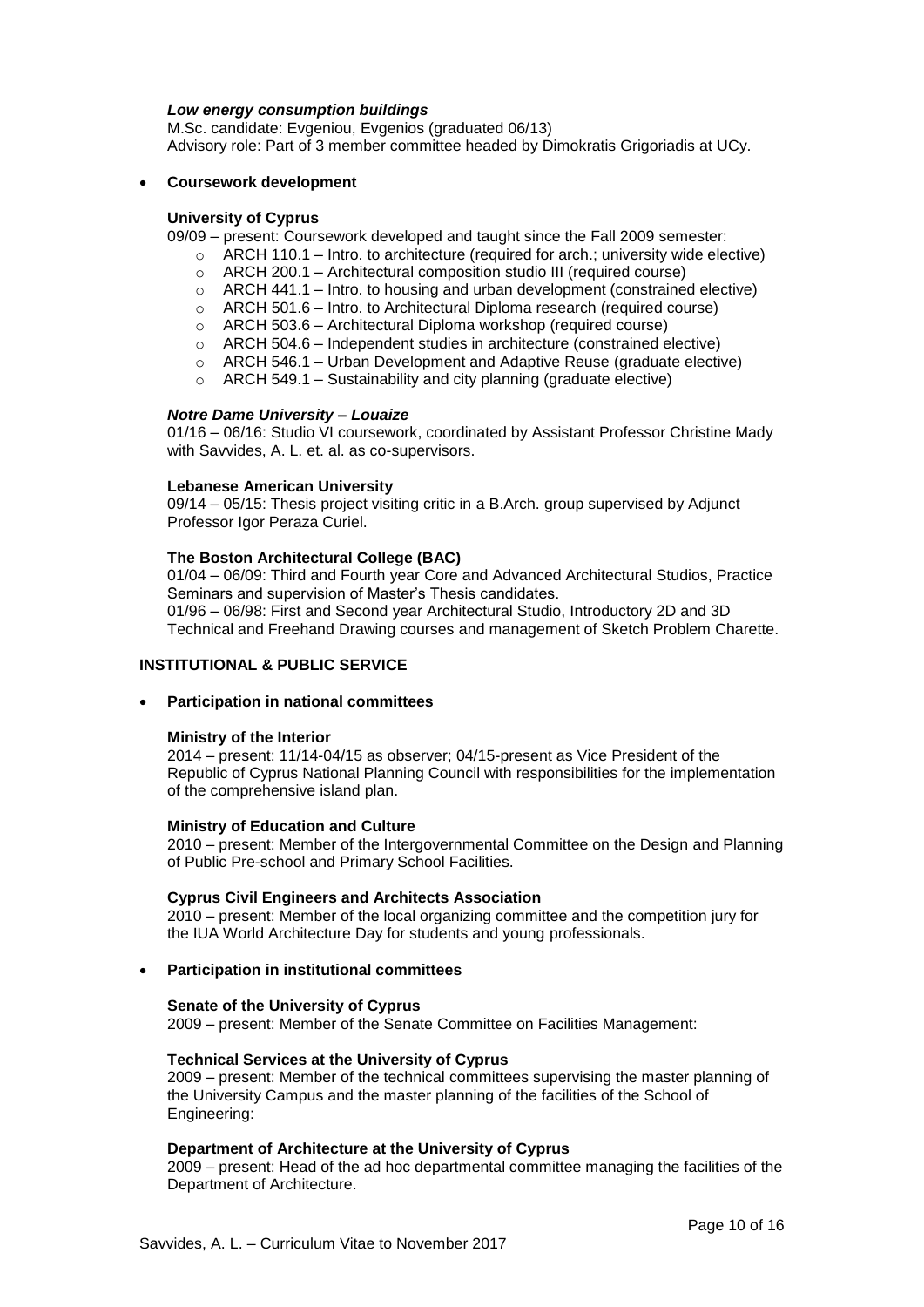***Low energy consumption buildings***
M.Sc. candidate: Evgeniou, Evgenios (graduated 06/13)
Advisory role: Part of 3 member committee headed by Dimokratis Grigoriadis at UCy.

- **Coursework development**

**University of Cyprus**
09/09 – present: Coursework developed and taught since the Fall 2009 semester:

- ARCH 110.1 – Intro. to architecture (required for arch.; university wide elective)
- ARCH 200.1 – Architectural composition studio III (required course)
- ARCH 441.1 – Intro. to housing and urban development (constrained elective)
- ARCH 501.6 – Intro. to Architectural Diploma research (required course)
- ARCH 503.6 – Architectural Diploma workshop (required course)
- ARCH 504.6 – Independent studies in architecture (constrained elective)
- ARCH 546.1 – Urban Development and Adaptive Reuse (graduate elective)
- ARCH 549.1 – Sustainability and city planning (graduate elective)

***Notre Dame University – Louaize***
01/16 – 06/16: Studio VI coursework, coordinated by Assistant Professor Christine Mady with Savvides, A. L. et. al. as co-supervisors.

**Lebanese American University**
09/14 – 05/15: Thesis project visiting critic in a B.Arch. group supervised by Adjunct Professor Igor Peraza Curiel.

**The Boston Architectural College (BAC)**
01/04 – 06/09: Third and Fourth year Core and Advanced Architectural Studios, Practice Seminars and supervision of Master's Thesis candidates.
01/96 – 06/98: First and Second year Architectural Studio, Introductory 2D and 3D Technical and Freehand Drawing courses and management of Sketch Problem Charette.

## INSTITUTIONAL & PUBLIC SERVICE

- **Participation in national committees**

**Ministry of the Interior**
2014 – present: 11/14-04/15 as observer; 04/15-present as Vice President of the Republic of Cyprus National Planning Council with responsibilities for the implementation of the comprehensive island plan.

**Ministry of Education and Culture**
2010 – present: Member of the Intergovernmental Committee on the Design and Planning of Public Pre-school and Primary School Facilities.

**Cyprus Civil Engineers and Architects Association**
2010 – present: Member of the local organizing committee and the competition jury for the IUA World Architecture Day for students and young professionals.

- **Participation in institutional committees**

**Senate of the University of Cyprus**
2009 – present: Member of the Senate Committee on Facilities Management:

**Technical Services at the University of Cyprus**
2009 – present: Member of the technical committees supervising the master planning of the University Campus and the master planning of the facilities of the School of Engineering:

**Department of Architecture at the University of Cyprus**
2009 – present: Head of the ad hoc departmental committee managing the facilities of the Department of Architecture.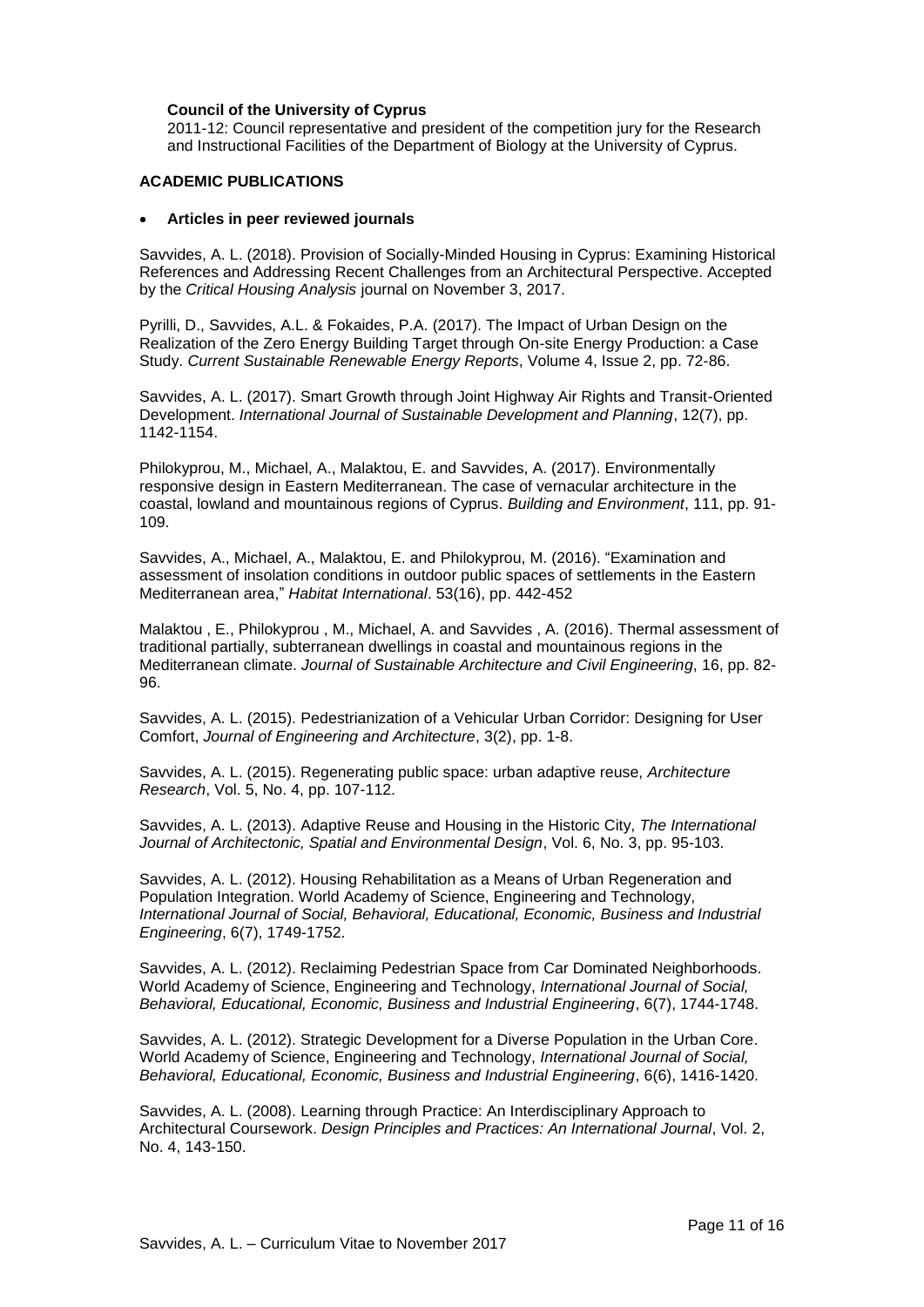**Council of the University of Cyprus**
2011-12: Council representative and president of the competition jury for the Research and Instructional Facilities of the Department of Biology at the University of Cyprus.

**ACADEMIC PUBLICATIONS**

- **Articles in peer reviewed journals**

Savvides, A. L. (2018). Provision of Socially-Minded Housing in Cyprus: Examining Historical References and Addressing Recent Challenges from an Architectural Perspective. Accepted by the *Critical Housing Analysis* journal on November 3, 2017.

Pyrilli, D., Savvides, A.L. & Fokaides, P.A. (2017). The Impact of Urban Design on the Realization of the Zero Energy Building Target through On-site Energy Production: a Case Study. *Current Sustainable Renewable Energy Reports*, Volume 4, Issue 2, pp. 72-86.

Savvides, A. L. (2017). Smart Growth through Joint Highway Air Rights and Transit-Oriented Development. *International Journal of Sustainable Development and Planning*, 12(7), pp. 1142-1154.

Philokyprou, M., Michael, A., Malaktou, E. and Savvides, A. (2017). Environmentally responsive design in Eastern Mediterranean. The case of vernacular architecture in the coastal, lowland and mountainous regions of Cyprus. *Building and Environment*, 111, pp. 91-109.

Savvides, A., Michael, A., Malaktou, E. and Philokyprou, M. (2016). "Examination and assessment of insolation conditions in outdoor public spaces of settlements in the Eastern Mediterranean area," *Habitat International*. 53(16), pp. 442-452

Malaktou , E., Philokyprou , M., Michael, A. and Savvides , A. (2016). Thermal assessment of traditional partially, subterranean dwellings in coastal and mountainous regions in the Mediterranean climate. *Journal of Sustainable Architecture and Civil Engineering*, 16, pp. 82-96.

Savvides, A. L. (2015). Pedestrianization of a Vehicular Urban Corridor: Designing for User Comfort, *Journal of Engineering and Architecture*, 3(2), pp. 1-8.

Savvides, A. L. (2015). Regenerating public space: urban adaptive reuse, *Architecture Research*, Vol. 5, No. 4, pp. 107-112.

Savvides, A. L. (2013). Adaptive Reuse and Housing in the Historic City, *The International Journal of Architectonic, Spatial and Environmental Design*, Vol. 6, No. 3, pp. 95-103.

Savvides, A. L. (2012). Housing Rehabilitation as a Means of Urban Regeneration and Population Integration. World Academy of Science, Engineering and Technology, *International Journal of Social, Behavioral, Educational, Economic, Business and Industrial Engineering*, 6(7), 1749-1752.

Savvides, A. L. (2012). Reclaiming Pedestrian Space from Car Dominated Neighborhoods. World Academy of Science, Engineering and Technology, *International Journal of Social, Behavioral, Educational, Economic, Business and Industrial Engineering*, 6(7), 1744-1748.

Savvides, A. L. (2012). Strategic Development for a Diverse Population in the Urban Core. World Academy of Science, Engineering and Technology, *International Journal of Social, Behavioral, Educational, Economic, Business and Industrial Engineering*, 6(6), 1416-1420.

Savvides, A. L. (2008). Learning through Practice: An Interdisciplinary Approach to Architectural Coursework. *Design Principles and Practices: An International Journal*, Vol. 2, No. 4, 143-150.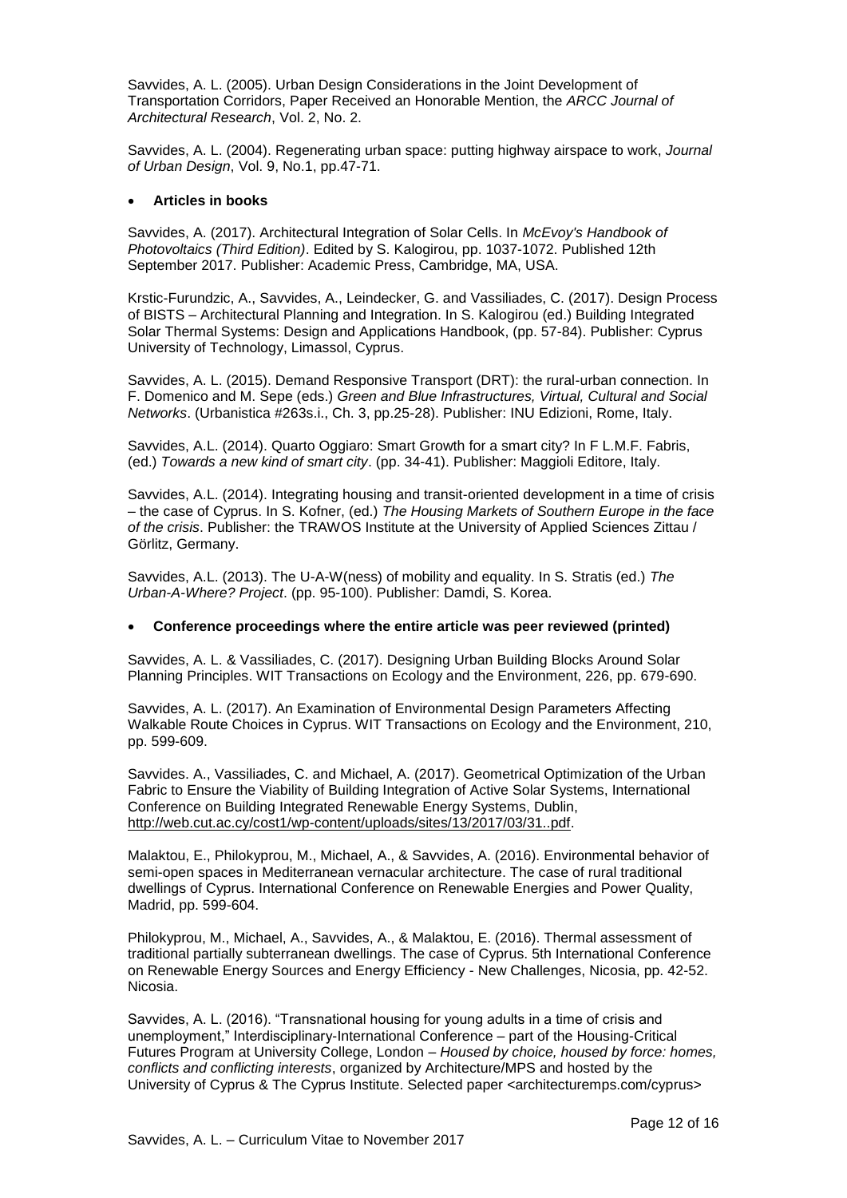Savvides, A. L. (2005). Urban Design Considerations in the Joint Development of Transportation Corridors, Paper Received an Honorable Mention, the *ARCC Journal of Architectural Research*, Vol. 2, No. 2.

Savvides, A. L. (2004). Regenerating urban space: putting highway airspace to work, *Journal of Urban Design*, Vol. 9, No.1, pp.47-71.

- **Articles in books**

Savvides, A. (2017). Architectural Integration of Solar Cells. In *McEvoy's Handbook of Photovoltaics (Third Edition)*. Edited by S. Kalogirou, pp. 1037-1072. Published 12th September 2017. Publisher: Academic Press, Cambridge, MA, USA.

Krstic-Furundzic, A., Savvides, A., Leindecker, G. and Vassiliades, C. (2017). Design Process of BISTS – Architectural Planning and Integration. In S. Kalogirou (ed.) Building Integrated Solar Thermal Systems: Design and Applications Handbook, (pp. 57-84). Publisher: Cyprus University of Technology, Limassol, Cyprus.

Savvides, A. L. (2015). Demand Responsive Transport (DRT): the rural-urban connection. In F. Domenico and M. Sepe (eds.) *Green and Blue Infrastructures, Virtual, Cultural and Social Networks*. (Urbanistica #263s.i., Ch. 3, pp.25-28). Publisher: INU Edizioni, Rome, Italy.

Savvides, A.L. (2014). Quarto Oggiaro: Smart Growth for a smart city? In F L.M.F. Fabris, (ed.) *Towards a new kind of smart city*. (pp. 34-41). Publisher: Maggioli Editore, Italy.

Savvides, A.L. (2014). Integrating housing and transit-oriented development in a time of crisis – the case of Cyprus. In S. Kofner, (ed.) *The Housing Markets of Southern Europe in the face of the crisis*. Publisher: the TRAWOS Institute at the University of Applied Sciences Zittau / Görlitz, Germany.

Savvides, A.L. (2013). The U-A-W(ness) of mobility and equality. In S. Stratis (ed.) *The Urban-A-Where? Project*. (pp. 95-100). Publisher: Damdi, S. Korea.

- **Conference proceedings where the entire article was peer reviewed (printed)**

Savvides, A. L. & Vassiliades, C. (2017). Designing Urban Building Blocks Around Solar Planning Principles. WIT Transactions on Ecology and the Environment, 226, pp. 679-690.

Savvides, A. L. (2017). An Examination of Environmental Design Parameters Affecting Walkable Route Choices in Cyprus. WIT Transactions on Ecology and the Environment, 210, pp. 599-609.

Savvides. A., Vassiliades, C. and Michael, A. (2017). Geometrical Optimization of the Urban Fabric to Ensure the Viability of Building Integration of Active Solar Systems, International Conference on Building Integrated Renewable Energy Systems, Dublin, http://web.cut.ac.cy/cost1/wp-content/uploads/sites/13/2017/03/31..pdf.

Malaktou, E., Philokyprou, M., Michael, A., & Savvides, A. (2016). Environmental behavior of semi-open spaces in Mediterranean vernacular architecture. The case of rural traditional dwellings of Cyprus. International Conference on Renewable Energies and Power Quality, Madrid, pp. 599-604.

Philokyprou, M., Michael, A., Savvides, A., & Malaktou, E. (2016). Thermal assessment of traditional partially subterranean dwellings. The case of Cyprus. 5th International Conference on Renewable Energy Sources and Energy Efficiency - New Challenges, Nicosia, pp. 42-52. Nicosia.

Savvides, A. L. (2016). "Transnational housing for young adults in a time of crisis and unemployment," Interdisciplinary-International Conference – part of the Housing-Critical Futures Program at University College, London – *Housed by choice, housed by force: homes, conflicts and conflicting interests*, organized by Architecture/MPS and hosted by the University of Cyprus & The Cyprus Institute. Selected paper <architecturemps.com/cyprus>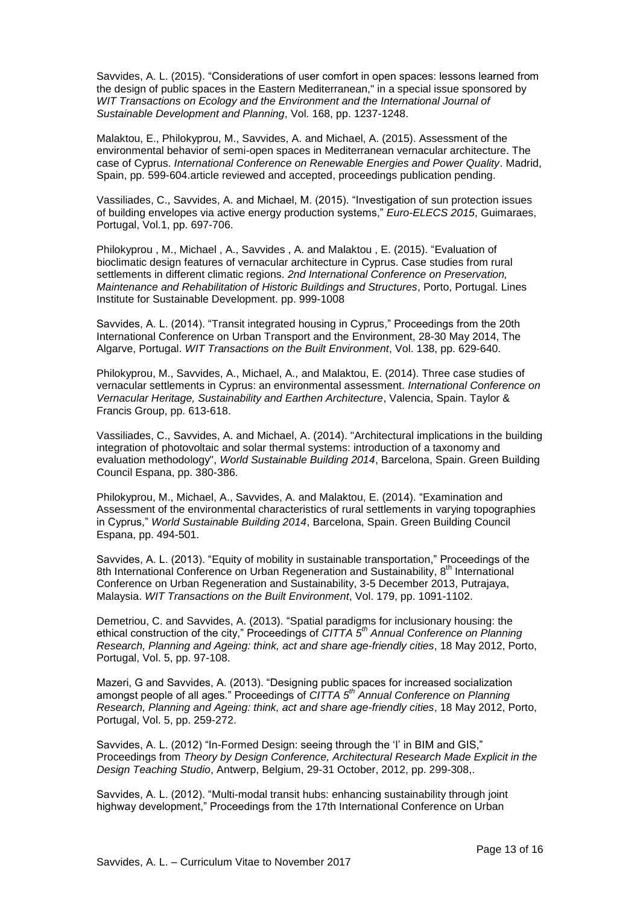Savvides, A. L. (2015). "Considerations of user comfort in open spaces: lessons learned from the design of public spaces in the Eastern Mediterranean," in a special issue sponsored by *WIT Transactions on Ecology and the Environment and the International Journal of Sustainable Development and Planning*, Vol. 168, pp. 1237-1248.

Malaktou, E., Philokyprou, M., Savvides, A. and Michael, A. (2015). Assessment of the environmental behavior of semi-open spaces in Mediterranean vernacular architecture. The case of Cyprus. *International Conference on Renewable Energies and Power Quality*. Madrid, Spain, pp. 599-604.article reviewed and accepted, proceedings publication pending.

Vassiliades, C., Savvides, A. and Michael, M. (2015). "Investigation of sun protection issues of building envelopes via active energy production systems," *Euro-ELECS 2015*, Guimaraes, Portugal, Vol.1, pp. 697-706.

Philokyprou , M., Michael , A., Savvides , A. and Malaktou , E. (2015). "Evaluation of bioclimatic design features of vernacular architecture in Cyprus. Case studies from rural settlements in different climatic regions. *2nd International Conference on Preservation, Maintenance and Rehabilitation of Historic Buildings and Structures*, Porto, Portugal. Lines Institute for Sustainable Development. pp. 999-1008

Savvides, A. L. (2014). "Transit integrated housing in Cyprus," Proceedings from the 20th International Conference on Urban Transport and the Environment, 28-30 May 2014, The Algarve, Portugal. *WIT Transactions on the Built Environment*, Vol. 138, pp. 629-640.

Philokyprou, M., Savvides, A., Michael, A., and Malaktou, E. (2014). Three case studies of vernacular settlements in Cyprus: an environmental assessment. *International Conference on Vernacular Heritage, Sustainability and Earthen Architecture*, Valencia, Spain. Taylor & Francis Group, pp. 613-618.

Vassiliades, C., Savvides, A. and Michael, A. (2014). "Architectural implications in the building integration of photovoltaic and solar thermal systems: introduction of a taxonomy and evaluation methodology", *World Sustainable Building 2014*, Barcelona, Spain. Green Building Council Espana, pp. 380-386.

Philokyprou, M., Michael, A., Savvides, A. and Malaktou, E. (2014). "Examination and Assessment of the environmental characteristics of rural settlements in varying topographies in Cyprus," *World Sustainable Building 2014*, Barcelona, Spain. Green Building Council Espana, pp. 494-501.

Savvides, A. L. (2013). "Equity of mobility in sustainable transportation," Proceedings of the 8th International Conference on Urban Regeneration and Sustainability, 8th International Conference on Urban Regeneration and Sustainability, 3-5 December 2013, Putrajaya, Malaysia. *WIT Transactions on the Built Environment*, Vol. 179, pp. 1091-1102.

Demetriou, C. and Savvides, A. (2013). "Spatial paradigms for inclusionary housing: the ethical construction of the city," Proceedings of *CITTA 5th Annual Conference on Planning Research, Planning and Ageing: think, act and share age-friendly cities*, 18 May 2012, Porto, Portugal, Vol. 5, pp. 97-108.

Mazeri, G and Savvides, A. (2013). "Designing public spaces for increased socialization amongst people of all ages." Proceedings of *CITTA 5th Annual Conference on Planning Research, Planning and Ageing: think, act and share age-friendly cities*, 18 May 2012, Porto, Portugal, Vol. 5, pp. 259-272.

Savvides, A. L. (2012) "In-Formed Design: seeing through the 'I' in BIM and GIS," Proceedings from *Theory by Design Conference, Architectural Research Made Explicit in the Design Teaching Studio*, Antwerp, Belgium, 29-31 October, 2012, pp. 299-308,.

Savvides, A. L. (2012). "Multi-modal transit hubs: enhancing sustainability through joint highway development," Proceedings from the 17th International Conference on Urban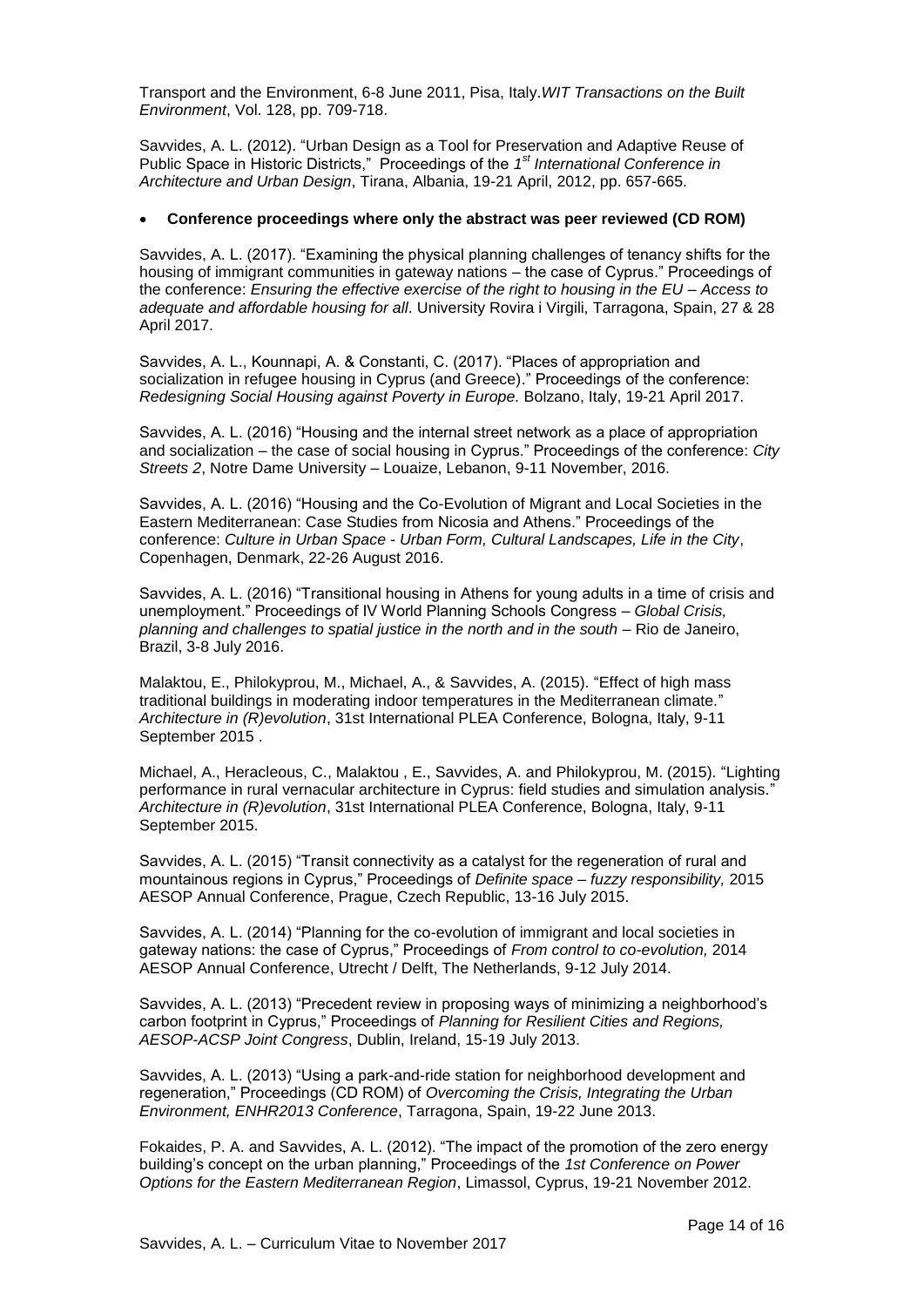Transport and the Environment, 6-8 June 2011, Pisa, Italy.*WIT Transactions on the Built Environment*, Vol. 128, pp. 709-718.

Savvides, A. L. (2012). "Urban Design as a Tool for Preservation and Adaptive Reuse of Public Space in Historic Districts," Proceedings of the *1st International Conference in Architecture and Urban Design*, Tirana, Albania, 19-21 April, 2012, pp. 657-665.

- **Conference proceedings where only the abstract was peer reviewed (CD ROM)**

Savvides, A. L. (2017). "Examining the physical planning challenges of tenancy shifts for the housing of immigrant communities in gateway nations – the case of Cyprus." Proceedings of the conference: *Ensuring the effective exercise of the right to housing in the EU – Access to adequate and affordable housing for all*. University Rovira i Virgili, Tarragona, Spain, 27 & 28 April 2017.

Savvides, A. L., Kounnapi, A. & Constanti, C. (2017). "Places of appropriation and socialization in refugee housing in Cyprus (and Greece)." Proceedings of the conference: *Redesigning Social Housing against Poverty in Europe.* Bolzano, Italy, 19-21 April 2017.

Savvides, A. L. (2016) "Housing and the internal street network as a place of appropriation and socialization – the case of social housing in Cyprus." Proceedings of the conference: *City Streets 2*, Notre Dame University – Louaize, Lebanon, 9-11 November, 2016.

Savvides, A. L. (2016) "Housing and the Co-Evolution of Migrant and Local Societies in the Eastern Mediterranean: Case Studies from Nicosia and Athens." Proceedings of the conference: *Culture in Urban Space - Urban Form, Cultural Landscapes, Life in the City*, Copenhagen, Denmark, 22-26 August 2016.

Savvides, A. L. (2016) "Transitional housing in Athens for young adults in a time of crisis and unemployment." Proceedings of IV World Planning Schools Congress – *Global Crisis, planning and challenges to spatial justice in the north and in the south* – Rio de Janeiro, Brazil, 3-8 July 2016.

Malaktou, E., Philokyprou, M., Michael, A., & Savvides, A. (2015). "Effect of high mass traditional buildings in moderating indoor temperatures in the Mediterranean climate." *Architecture in (R)evolution*, 31st International PLEA Conference, Bologna, Italy, 9-11 September 2015 .

Michael, A., Heracleous, C., Malaktou , E., Savvides, A. and Philokyprou, M. (2015). "Lighting performance in rural vernacular architecture in Cyprus: field studies and simulation analysis." *Architecture in (R)evolution*, 31st International PLEA Conference, Bologna, Italy, 9-11 September 2015.

Savvides, A. L. (2015) "Transit connectivity as a catalyst for the regeneration of rural and mountainous regions in Cyprus," Proceedings of *Definite space – fuzzy responsibility,* 2015 AESOP Annual Conference, Prague, Czech Republic, 13-16 July 2015.

Savvides, A. L. (2014) "Planning for the co-evolution of immigrant and local societies in gateway nations: the case of Cyprus," Proceedings of *From control to co-evolution,* 2014 AESOP Annual Conference, Utrecht / Delft, The Netherlands, 9-12 July 2014.

Savvides, A. L. (2013) "Precedent review in proposing ways of minimizing a neighborhood's carbon footprint in Cyprus," Proceedings of *Planning for Resilient Cities and Regions, AESOP-ACSP Joint Congress*, Dublin, Ireland, 15-19 July 2013.

Savvides, A. L. (2013) "Using a park-and-ride station for neighborhood development and regeneration," Proceedings (CD ROM) of *Overcoming the Crisis, Integrating the Urban Environment, ENHR2013 Conference*, Tarragona, Spain, 19-22 June 2013.

Fokaides, P. A. and Savvides, A. L. (2012). "The impact of the promotion of the zero energy building's concept on the urban planning," Proceedings of the *1st Conference on Power Options for the Eastern Mediterranean Region*, Limassol, Cyprus, 19-21 November 2012.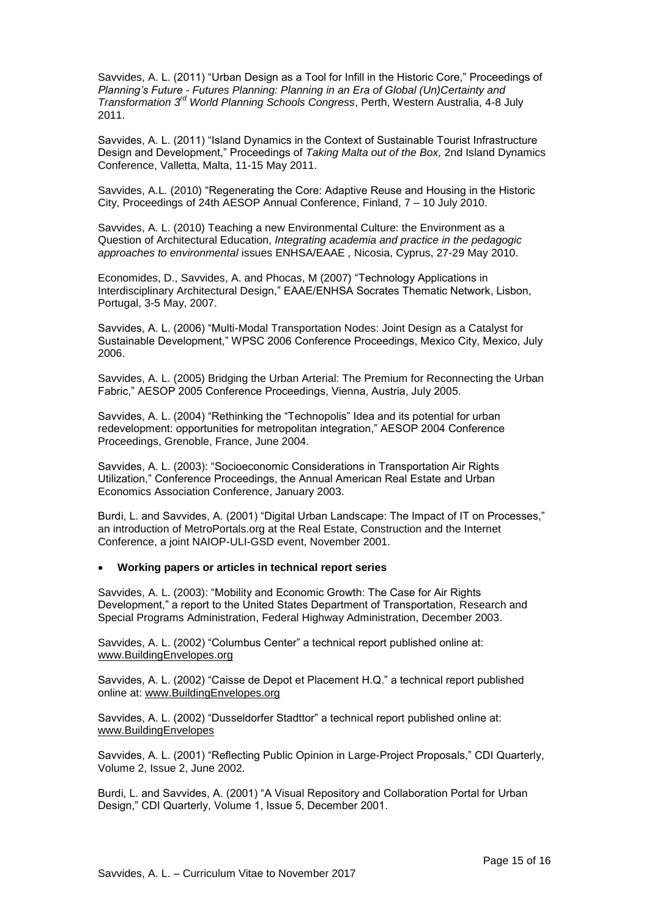Savvides, A. L. (2011) "Urban Design as a Tool for Infill in the Historic Core," Proceedings of *Planning's Future - Futures Planning: Planning in an Era of Global (Un)Certainty and Transformation 3rd World Planning Schools Congress*, Perth, Western Australia, 4-8 July 2011.

Savvides, A. L. (2011) "Island Dynamics in the Context of Sustainable Tourist Infrastructure Design and Development," Proceedings of *Taking Malta out of the Box,* 2nd Island Dynamics Conference, Valletta, Malta, 11-15 May 2011.

Savvides, A.L. (2010) "Regenerating the Core: Adaptive Reuse and Housing in the Historic City, Proceedings of 24th AESOP Annual Conference, Finland, 7 – 10 July 2010.

Savvides, A. L. (2010) Teaching a new Environmental Culture: the Environment as a Question of Architectural Education, *Integrating academia and practice in the pedagogic approaches to environmental* issues ENHSA/EAAE , Nicosia, Cyprus, 27-29 May 2010.

Economides, D., Savvides, A. and Phocas, M (2007) "Technology Applications in Interdisciplinary Architectural Design," EAAE/ENHSA Socrates Thematic Network, Lisbon, Portugal, 3-5 May, 2007.

Savvides, A. L. (2006) "Multi-Modal Transportation Nodes: Joint Design as a Catalyst for Sustainable Development," WPSC 2006 Conference Proceedings, Mexico City, Mexico, July 2006.

Savvides, A. L. (2005) Bridging the Urban Arterial: The Premium for Reconnecting the Urban Fabric," AESOP 2005 Conference Proceedings, Vienna, Austria, July 2005.

Savvides, A. L. (2004) "Rethinking the "Technopolis" Idea and its potential for urban redevelopment: opportunities for metropolitan integration," AESOP 2004 Conference Proceedings, Grenoble, France, June 2004.

Savvides, A. L. (2003): "Socioeconomic Considerations in Transportation Air Rights Utilization," Conference Proceedings, the Annual American Real Estate and Urban Economics Association Conference, January 2003.

Burdi, L. and Savvides, A. (2001) "Digital Urban Landscape: The Impact of IT on Processes," an introduction of MetroPortals.org at the Real Estate, Construction and the Internet Conference, a joint NAIOP-ULI-GSD event, November 2001.

- **Working papers or articles in technical report series**

Savvides, A. L. (2003): "Mobility and Economic Growth: The Case for Air Rights Development," a report to the United States Department of Transportation, Research and Special Programs Administration, Federal Highway Administration, December 2003.

Savvides, A. L. (2002) "Columbus Center" a technical report published online at: www.BuildingEnvelopes.org

Savvides, A. L. (2002) "Caisse de Depot et Placement H.Q." a technical report published online at: www.BuildingEnvelopes.org

Savvides, A. L. (2002) "Dusseldorfer Stadttor" a technical report published online at: www.BuildingEnvelopes

Savvides, A. L. (2001) "Reflecting Public Opinion in Large-Project Proposals," CDI Quarterly, Volume 2, Issue 2, June 2002.

Burdi, L. and Savvides, A. (2001) "A Visual Repository and Collaboration Portal for Urban Design," CDI Quarterly, Volume 1, Issue 5, December 2001.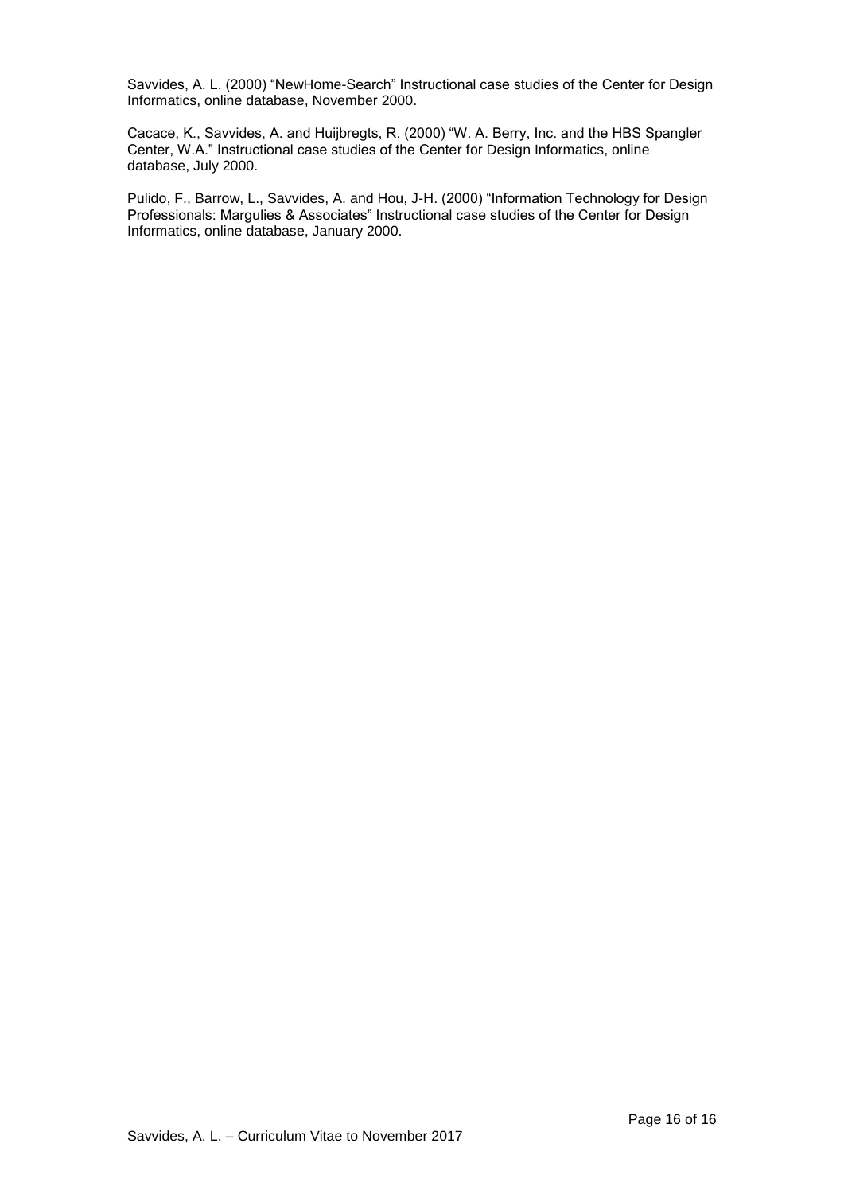Savvides, A. L. (2000) “NewHome-Search” Instructional case studies of the Center for Design Informatics, online database, November 2000.

Cacace, K., Savvides, A. and Huijbregts, R. (2000) “W. A. Berry, Inc. and the HBS Spangler Center, W.A.” Instructional case studies of the Center for Design Informatics, online database, July 2000.

Pulido, F., Barrow, L., Savvides, A. and Hou, J-H. (2000) “Information Technology for Design Professionals: Margulies & Associates” Instructional case studies of the Center for Design Informatics, online database, January 2000.